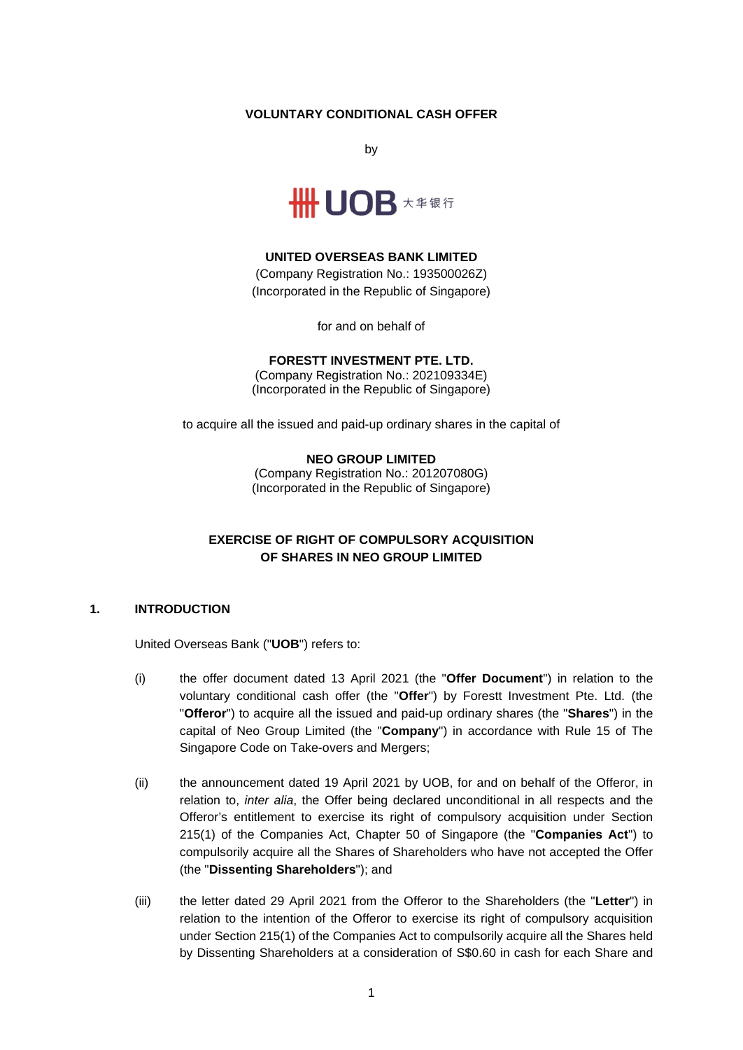**VOLUNTARY CONDITIONAL CASH OFFER**

by

UOB 大华银行

**UNITED OVERSEAS BANK LIMITED**
(Company Registration No.: 193500026Z)
(Incorporated in the Republic of Singapore)

for and on behalf of

**FORESTT INVESTMENT PTE. LTD.**
(Company Registration No.: 202109334E)
(Incorporated in the Republic of Singapore)

to acquire all the issued and paid-up ordinary shares in the capital of

**NEO GROUP LIMITED**
(Company Registration No.: 201207080G)
(Incorporated in the Republic of Singapore)

**EXERCISE OF RIGHT OF COMPULSORY ACQUISITION OF SHARES IN NEO GROUP LIMITED**

## 1. INTRODUCTION

United Overseas Bank ("**UOB**") refers to:

(i) the offer document dated 13 April 2021 (the "**Offer Document**") in relation to the voluntary conditional cash offer (the "**Offer**") by Forestt Investment Pte. Ltd. (the "**Offeror**") to acquire all the issued and paid-up ordinary shares (the "**Shares**") in the capital of Neo Group Limited (the "**Company**") in accordance with Rule 15 of The Singapore Code on Take-overs and Mergers;

(ii) the announcement dated 19 April 2021 by UOB, for and on behalf of the Offeror, in relation to, *inter alia*, the Offer being declared unconditional in all respects and the Offeror's entitlement to exercise its right of compulsory acquisition under Section 215(1) of the Companies Act, Chapter 50 of Singapore (the "**Companies Act**") to compulsorily acquire all the Shares of Shareholders who have not accepted the Offer (the "**Dissenting Shareholders**"); and

(iii) the letter dated 29 April 2021 from the Offeror to the Shareholders (the "**Letter**") in relation to the intention of the Offeror to exercise its right of compulsory acquisition under Section 215(1) of the Companies Act to compulsorily acquire all the Shares held by Dissenting Shareholders at a consideration of S$0.60 in cash for each Share and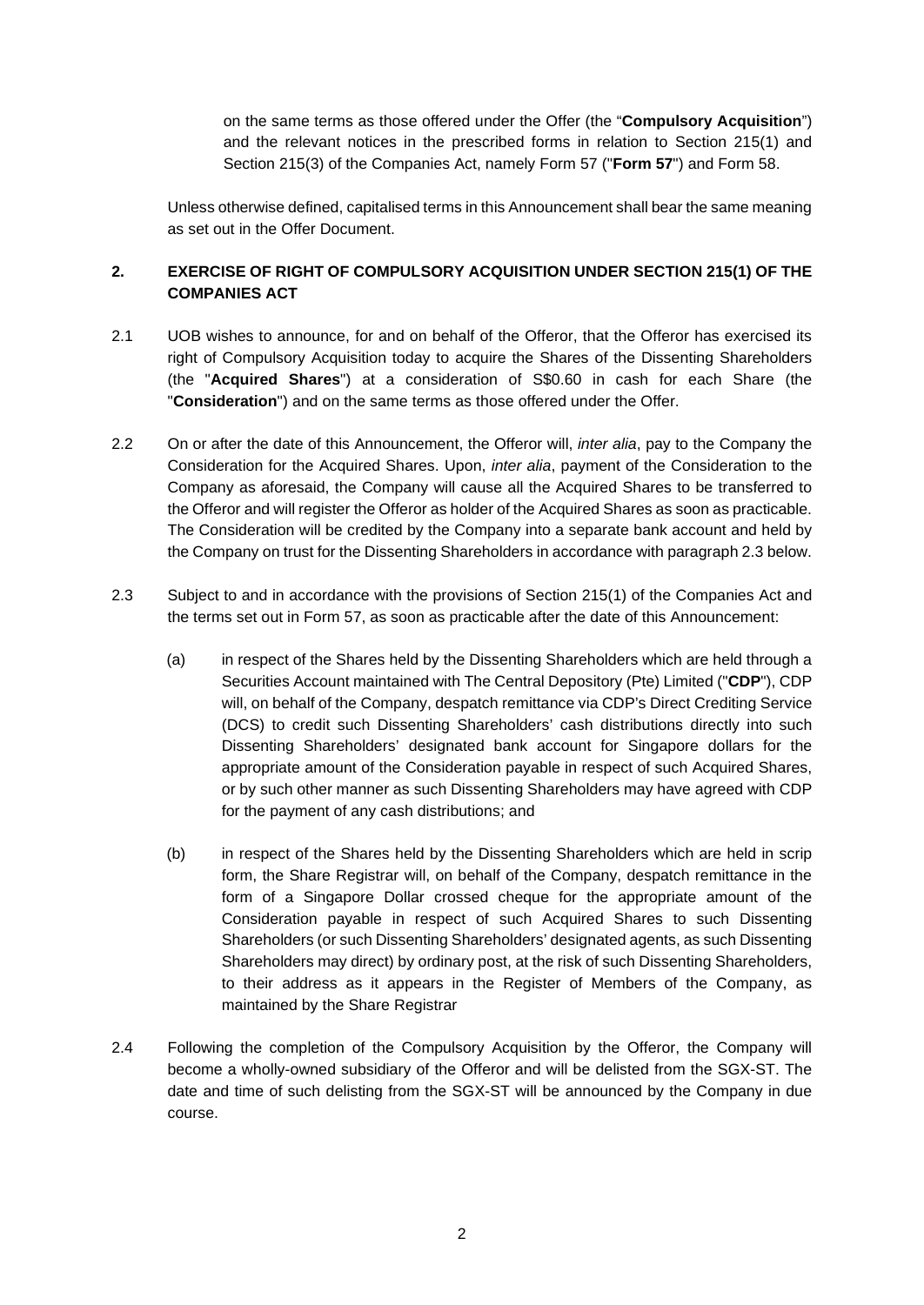on the same terms as those offered under the Offer (the "**Compulsory Acquisition**") and the relevant notices in the prescribed forms in relation to Section 215(1) and Section 215(3) of the Companies Act, namely Form 57 ("**Form 57**") and Form 58.

Unless otherwise defined, capitalised terms in this Announcement shall bear the same meaning as set out in the Offer Document.

## 2. EXERCISE OF RIGHT OF COMPULSORY ACQUISITION UNDER SECTION 215(1) OF THE COMPANIES ACT

2.1 UOB wishes to announce, for and on behalf of the Offeror, that the Offeror has exercised its right of Compulsory Acquisition today to acquire the Shares of the Dissenting Shareholders (the "**Acquired Shares**") at a consideration of S$0.60 in cash for each Share (the "**Consideration**") and on the same terms as those offered under the Offer.

2.2 On or after the date of this Announcement, the Offeror will, *inter alia*, pay to the Company the Consideration for the Acquired Shares. Upon, *inter alia*, payment of the Consideration to the Company as aforesaid, the Company will cause all the Acquired Shares to be transferred to the Offeror and will register the Offeror as holder of the Acquired Shares as soon as practicable. The Consideration will be credited by the Company into a separate bank account and held by the Company on trust for the Dissenting Shareholders in accordance with paragraph 2.3 below.

2.3 Subject to and in accordance with the provisions of Section 215(1) of the Companies Act and the terms set out in Form 57, as soon as practicable after the date of this Announcement:

(a) in respect of the Shares held by the Dissenting Shareholders which are held through a Securities Account maintained with The Central Depository (Pte) Limited ("**CDP**"), CDP will, on behalf of the Company, despatch remittance via CDP's Direct Crediting Service (DCS) to credit such Dissenting Shareholders' cash distributions directly into such Dissenting Shareholders' designated bank account for Singapore dollars for the appropriate amount of the Consideration payable in respect of such Acquired Shares, or by such other manner as such Dissenting Shareholders may have agreed with CDP for the payment of any cash distributions; and

(b) in respect of the Shares held by the Dissenting Shareholders which are held in scrip form, the Share Registrar will, on behalf of the Company, despatch remittance in the form of a Singapore Dollar crossed cheque for the appropriate amount of the Consideration payable in respect of such Acquired Shares to such Dissenting Shareholders (or such Dissenting Shareholders' designated agents, as such Dissenting Shareholders may direct) by ordinary post, at the risk of such Dissenting Shareholders, to their address as it appears in the Register of Members of the Company, as maintained by the Share Registrar

2.4 Following the completion of the Compulsory Acquisition by the Offeror, the Company will become a wholly-owned subsidiary of the Offeror and will be delisted from the SGX-ST. The date and time of such delisting from the SGX-ST will be announced by the Company in due course.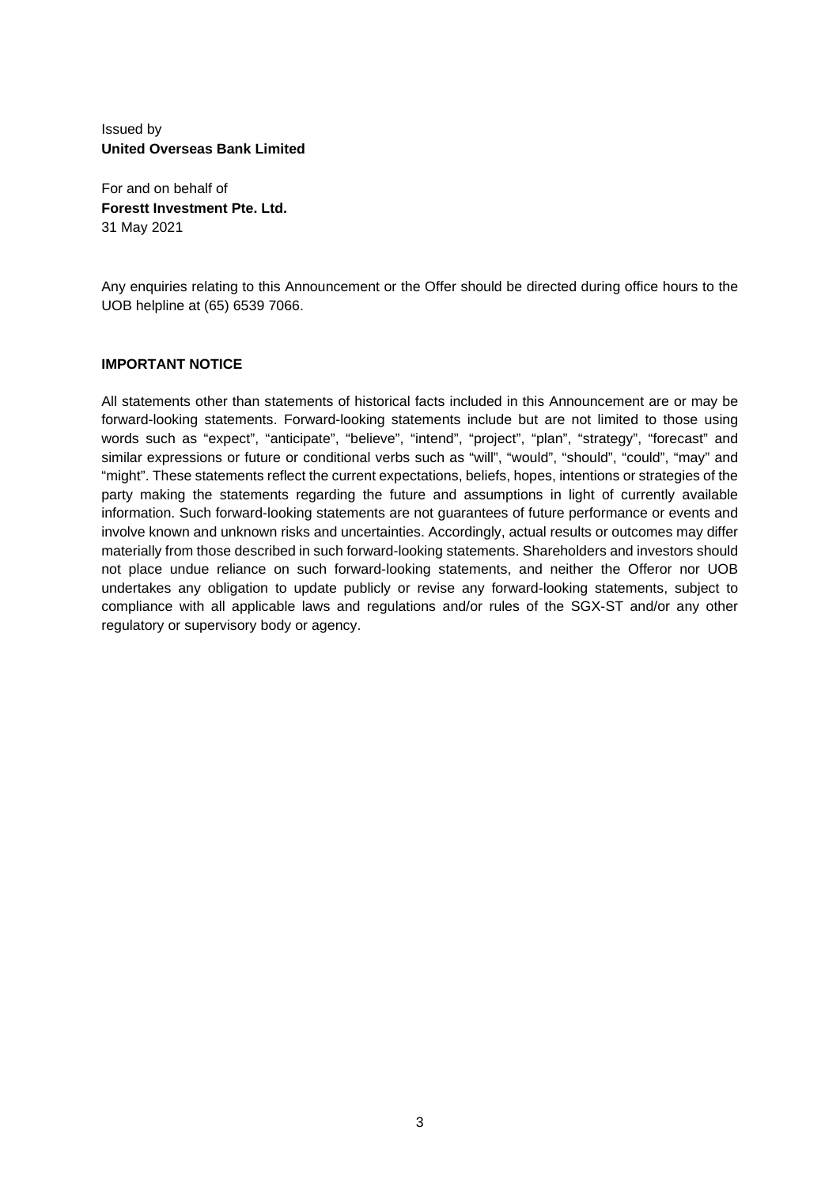Issued by
**United Overseas Bank Limited**

For and on behalf of
**Forestt Investment Pte. Ltd.**
31 May 2021

Any enquiries relating to this Announcement or the Offer should be directed during office hours to the UOB helpline at (65) 6539 7066.

**IMPORTANT NOTICE**

All statements other than statements of historical facts included in this Announcement are or may be forward-looking statements. Forward-looking statements include but are not limited to those using words such as "expect", "anticipate", "believe", "intend", "project", "plan", "strategy", "forecast" and similar expressions or future or conditional verbs such as "will", "would", "should", "could", "may" and "might". These statements reflect the current expectations, beliefs, hopes, intentions or strategies of the party making the statements regarding the future and assumptions in light of currently available information. Such forward-looking statements are not guarantees of future performance or events and involve known and unknown risks and uncertainties. Accordingly, actual results or outcomes may differ materially from those described in such forward-looking statements. Shareholders and investors should not place undue reliance on such forward-looking statements, and neither the Offeror nor UOB undertakes any obligation to update publicly or revise any forward-looking statements, subject to compliance with all applicable laws and regulations and/or rules of the SGX-ST and/or any other regulatory or supervisory body or agency.